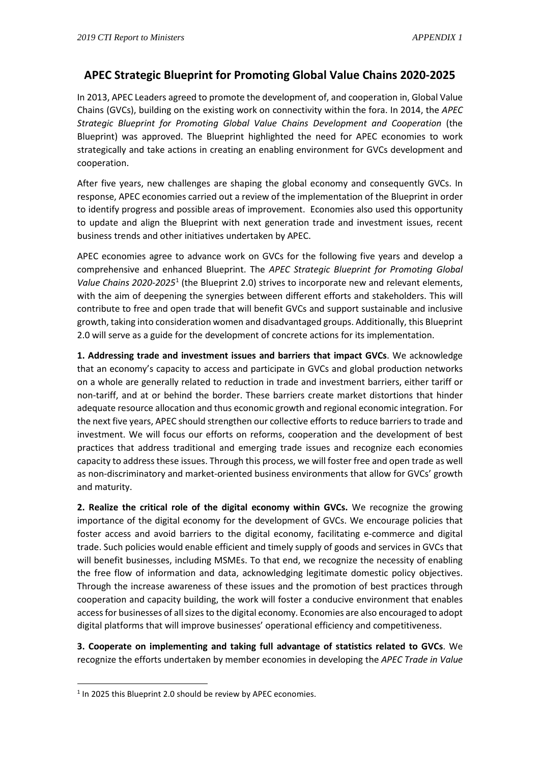# APEC Strategic Blueprint for Promoting Global Value Chains 2020-2025

In 2013, APEC Leaders agreed to promote the development of, and cooperation in, Global Value Chains (GVCs), building on the existing work on connectivity within the fora. In 2014, the *APEC Strategic Blueprint for Promoting Global Value Chains Development and Cooperation* (the Blueprint) was approved. The Blueprint highlighted the need for APEC economies to work strategically and take actions in creating an enabling environment for GVCs development and cooperation.

After five years, new challenges are shaping the global economy and consequently GVCs. In response, APEC economies carried out a review of the implementation of the Blueprint in order to identify progress and possible areas of improvement. Economies also used this opportunity to update and align the Blueprint with next generation trade and investment issues, recent business trends and other initiatives undertaken by APEC.

APEC economies agree to advance work on GVCs for the following five years and develop a comprehensive and enhanced Blueprint. The *APEC Strategic Blueprint for Promoting Global Value Chains 2020-2025*[1] (the Blueprint 2.0) strives to incorporate new and relevant elements, with the aim of deepening the synergies between different efforts and stakeholders. This will contribute to free and open trade that will benefit GVCs and support sustainable and inclusive growth, taking into consideration women and disadvantaged groups. Additionally, this Blueprint 2.0 will serve as a guide for the development of concrete actions for its implementation.

**1. Addressing trade and investment issues and barriers that impact GVCs**. We acknowledge that an economy's capacity to access and participate in GVCs and global production networks on a whole are generally related to reduction in trade and investment barriers, either tariff or non-tariff, and at or behind the border. These barriers create market distortions that hinder adequate resource allocation and thus economic growth and regional economic integration. For the next five years, APEC should strengthen our collective efforts to reduce barriers to trade and investment. We will focus our efforts on reforms, cooperation and the development of best practices that address traditional and emerging trade issues and recognize each economies capacity to address these issues. Through this process, we will foster free and open trade as well as non-discriminatory and market-oriented business environments that allow for GVCs' growth and maturity.

**2. Realize the critical role of the digital economy within GVCs.** We recognize the growing importance of the digital economy for the development of GVCs. We encourage policies that foster access and avoid barriers to the digital economy, facilitating e-commerce and digital trade. Such policies would enable efficient and timely supply of goods and services in GVCs that will benefit businesses, including MSMEs. To that end, we recognize the necessity of enabling the free flow of information and data, acknowledging legitimate domestic policy objectives. Through the increase awareness of these issues and the promotion of best practices through cooperation and capacity building, the work will foster a conducive environment that enables access for businesses of all sizes to the digital economy. Economies are also encouraged to adopt digital platforms that will improve businesses' operational efficiency and competitiveness.

**3. Cooperate on implementing and taking full advantage of statistics related to GVCs**. We recognize the efforts undertaken by member economies in developing the *APEC Trade in Value*

[1] In 2025 this Blueprint 2.0 should be review by APEC economies.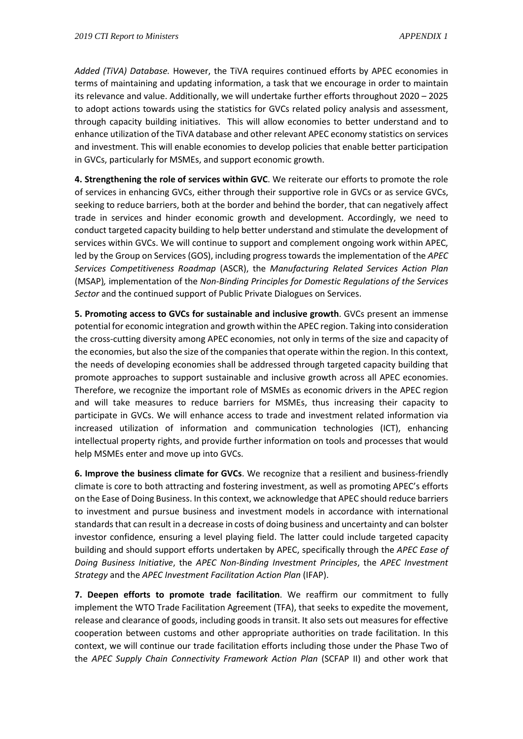*Added (TiVA) Database.* However, the TiVA requires continued efforts by APEC economies in terms of maintaining and updating information, a task that we encourage in order to maintain its relevance and value. Additionally, we will undertake further efforts throughout 2020 – 2025 to adopt actions towards using the statistics for GVCs related policy analysis and assessment, through capacity building initiatives. This will allow economies to better understand and to enhance utilization of the TiVA database and other relevant APEC economy statistics on services and investment. This will enable economies to develop policies that enable better participation in GVCs, particularly for MSMEs, and support economic growth.

**4. Strengthening the role of services within GVC**. We reiterate our efforts to promote the role of services in enhancing GVCs, either through their supportive role in GVCs or as service GVCs, seeking to reduce barriers, both at the border and behind the border, that can negatively affect trade in services and hinder economic growth and development. Accordingly, we need to conduct targeted capacity building to help better understand and stimulate the development of services within GVCs. We will continue to support and complement ongoing work within APEC, led by the Group on Services (GOS), including progress towards the implementation of the *APEC Services Competitiveness Roadmap* (ASCR), the *Manufacturing Related Services Action Plan* (MSAP)*,* implementation of the *Non-Binding Principles for Domestic Regulations of the Services Sector* and the continued support of Public Private Dialogues on Services.

**5. Promoting access to GVCs for sustainable and inclusive growth**. GVCs present an immense potential for economic integration and growth within the APEC region. Taking into consideration the cross-cutting diversity among APEC economies, not only in terms of the size and capacity of the economies, but also the size of the companies that operate within the region. In this context, the needs of developing economies shall be addressed through targeted capacity building that promote approaches to support sustainable and inclusive growth across all APEC economies. Therefore, we recognize the important role of MSMEs as economic drivers in the APEC region and will take measures to reduce barriers for MSMEs, thus increasing their capacity to participate in GVCs. We will enhance access to trade and investment related information via increased utilization of information and communication technologies (ICT), enhancing intellectual property rights, and provide further information on tools and processes that would help MSMEs enter and move up into GVCs.

**6. Improve the business climate for GVCs**. We recognize that a resilient and business-friendly climate is core to both attracting and fostering investment, as well as promoting APEC's efforts on the Ease of Doing Business. In this context, we acknowledge that APEC should reduce barriers to investment and pursue business and investment models in accordance with international standards that can result in a decrease in costs of doing business and uncertainty and can bolster investor confidence, ensuring a level playing field. The latter could include targeted capacity building and should support efforts undertaken by APEC, specifically through the *APEC Ease of Doing Business Initiative*, the *APEC Non-Binding Investment Principles*, the *APEC Investment Strategy* and the *APEC Investment Facilitation Action Plan* (IFAP).

**7. Deepen efforts to promote trade facilitation**. We reaffirm our commitment to fully implement the WTO Trade Facilitation Agreement (TFA), that seeks to expedite the movement, release and clearance of goods, including goods in transit. It also sets out measures for effective cooperation between customs and other appropriate authorities on trade facilitation. In this context, we will continue our trade facilitation efforts including those under the Phase Two of the *APEC Supply Chain Connectivity Framework Action Plan* (SCFAP II) and other work that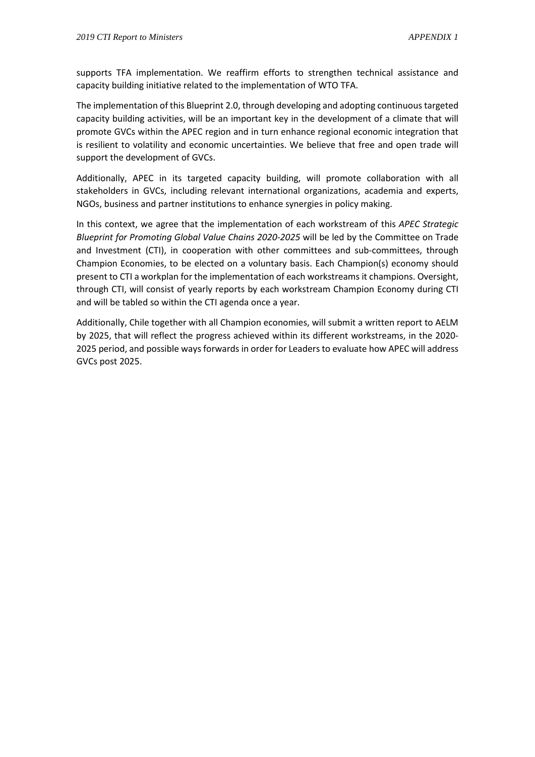supports TFA implementation. We reaffirm efforts to strengthen technical assistance and capacity building initiative related to the implementation of WTO TFA.

The implementation of this Blueprint 2.0, through developing and adopting continuous targeted capacity building activities, will be an important key in the development of a climate that will promote GVCs within the APEC region and in turn enhance regional economic integration that is resilient to volatility and economic uncertainties. We believe that free and open trade will support the development of GVCs.

Additionally, APEC in its targeted capacity building, will promote collaboration with all stakeholders in GVCs, including relevant international organizations, academia and experts, NGOs, business and partner institutions to enhance synergies in policy making.

In this context, we agree that the implementation of each workstream of this *APEC Strategic Blueprint for Promoting Global Value Chains 2020-2025* will be led by the Committee on Trade and Investment (CTI), in cooperation with other committees and sub-committees, through Champion Economies, to be elected on a voluntary basis. Each Champion(s) economy should present to CTI a workplan for the implementation of each workstreams it champions. Oversight, through CTI, will consist of yearly reports by each workstream Champion Economy during CTI and will be tabled so within the CTI agenda once a year.

Additionally, Chile together with all Champion economies, will submit a written report to AELM by 2025, that will reflect the progress achieved within its different workstreams, in the 2020-2025 period, and possible ways forwards in order for Leaders to evaluate how APEC will address GVCs post 2025.